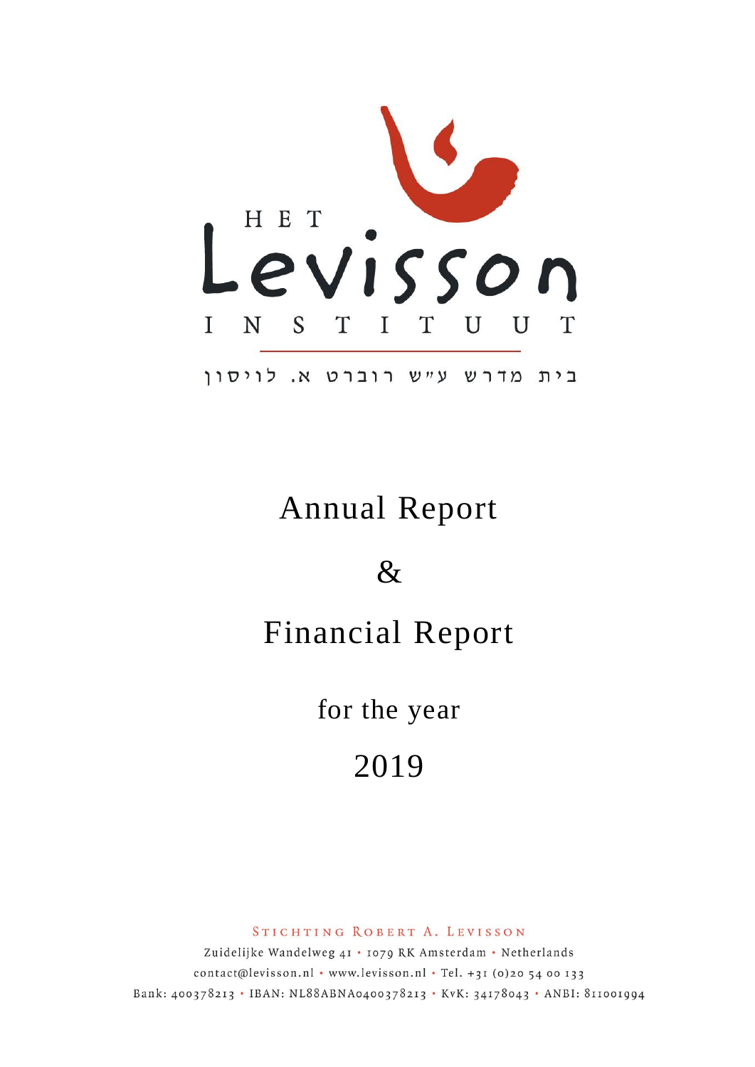HET

Levisson

INSTITUUT

בית מדרש ע״ש רוברט א. לויסון

# Annual Report

# &

# Financial Report

## for the year

## 2019

STICHTING ROBERT A. LEVISSON

Zuidelijke Wandelweg 41 • 1079 RK Amsterdam • Netherlands

contact@levisson.nl • www.levisson.nl • Tel. +31 (0)20 54 00 133

Bank: 400378213 • IBAN: NL88ABNA0400378213 • KvK: 34178043 • ANBI: 811001994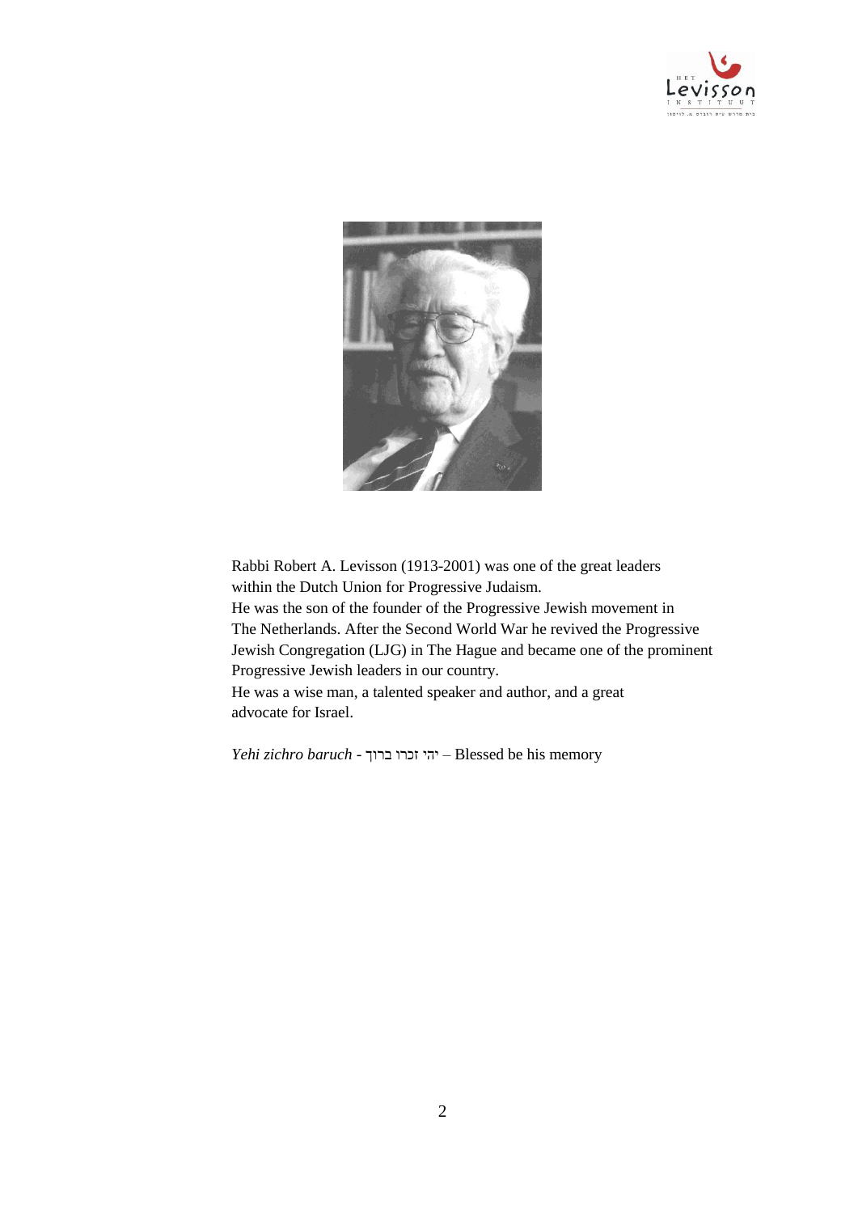Rabbi Robert A. Levisson (1913-2001) was one of the great leaders within the Dutch Union for Progressive Judaism.
He was the son of the founder of the Progressive Jewish movement in The Netherlands. After the Second World War he revived the Progressive Jewish Congregation (LJG) in The Hague and became one of the prominent Progressive Jewish leaders in our country.
He was a wise man, a talented speaker and author, and a great advocate for Israel.

*Yehi zichro baruch* - יהי זכרו ברוך – Blessed be his memory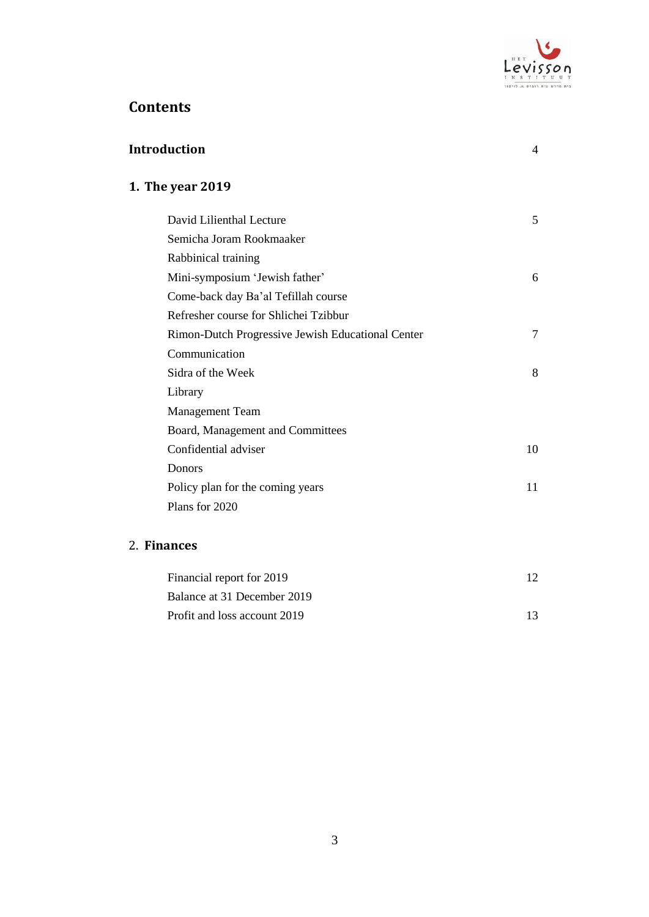# Contents

| | |
|---|---|
| **Introduction** | 4 |
| **1. The year 2019** | |
| David Lilienthal Lecture | 5 |
| Semicha Joram Rookmaaker | |
| Rabbinical training | |
| Mini-symposium 'Jewish father' | 6 |
| Come-back day Ba'al Tefillah course | |
| Refresher course for Shlichei Tzibbur | |
| Rimon-Dutch Progressive Jewish Educational Center | 7 |
| Communication | |
| Sidra of the Week | 8 |
| Library | |
| Management Team | |
| Board, Management and Committees | |
| Confidential adviser | 10 |
| Donors | |
| Policy plan for the coming years | 11 |
| Plans for 2020 | |
| **2. Finances** | |
| Financial report for 2019 | 12 |
| Balance at 31 December 2019 | |
| Profit and loss account 2019 | 13 |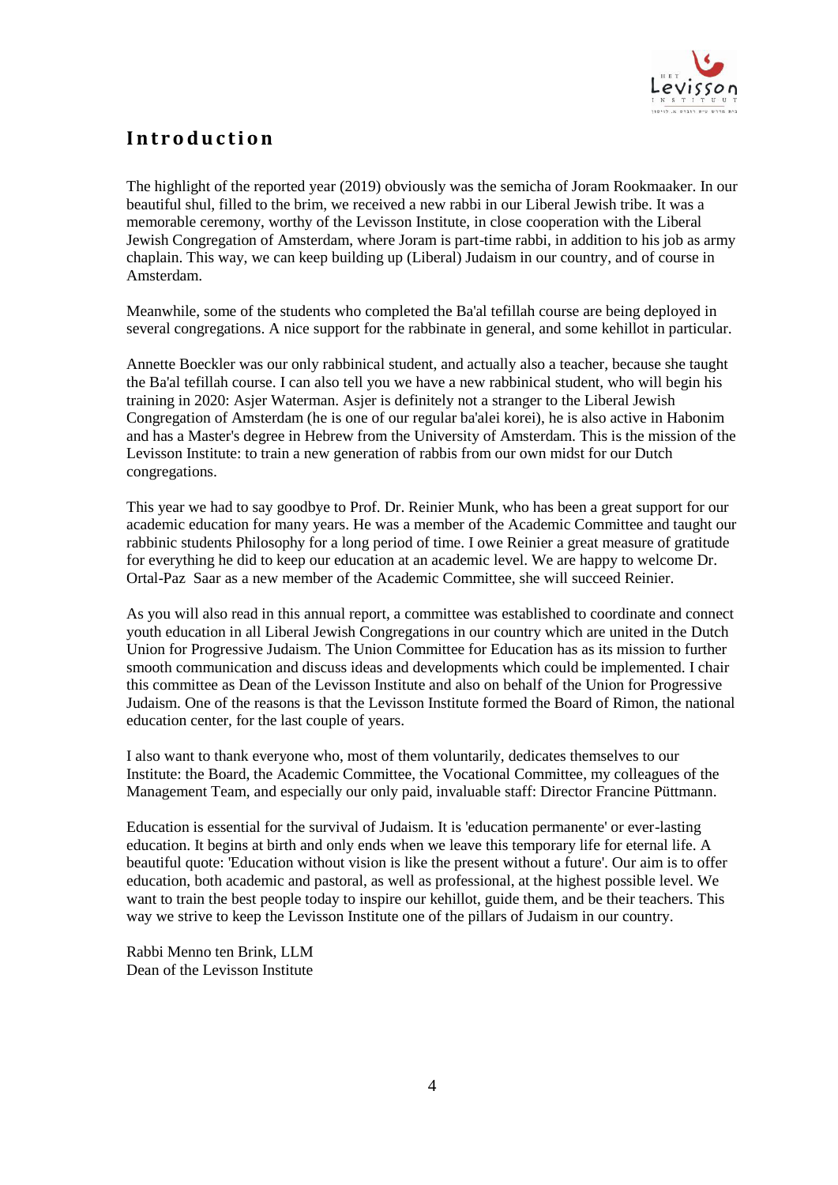# Introduction

The highlight of the reported year (2019) obviously was the semicha of Joram Rookmaaker. In our beautiful shul, filled to the brim, we received a new rabbi in our Liberal Jewish tribe. It was a memorable ceremony, worthy of the Levisson Institute, in close cooperation with the Liberal Jewish Congregation of Amsterdam, where Joram is part-time rabbi, in addition to his job as army chaplain. This way, we can keep building up (Liberal) Judaism in our country, and of course in Amsterdam.

Meanwhile, some of the students who completed the Ba'al tefillah course are being deployed in several congregations. A nice support for the rabbinate in general, and some kehillot in particular.

Annette Boeckler was our only rabbinical student, and actually also a teacher, because she taught the Ba'al tefillah course. I can also tell you we have a new rabbinical student, who will begin his training in 2020: Asjer Waterman. Asjer is definitely not a stranger to the Liberal Jewish Congregation of Amsterdam (he is one of our regular ba'alei korei), he is also active in Habonim and has a Master's degree in Hebrew from the University of Amsterdam. This is the mission of the Levisson Institute: to train a new generation of rabbis from our own midst for our Dutch congregations.

This year we had to say goodbye to Prof. Dr. Reinier Munk, who has been a great support for our academic education for many years. He was a member of the Academic Committee and taught our rabbinic students Philosophy for a long period of time. I owe Reinier a great measure of gratitude for everything he did to keep our education at an academic level. We are happy to welcome Dr. Ortal-Paz Saar as a new member of the Academic Committee, she will succeed Reinier.

As you will also read in this annual report, a committee was established to coordinate and connect youth education in all Liberal Jewish Congregations in our country which are united in the Dutch Union for Progressive Judaism. The Union Committee for Education has as its mission to further smooth communication and discuss ideas and developments which could be implemented. I chair this committee as Dean of the Levisson Institute and also on behalf of the Union for Progressive Judaism. One of the reasons is that the Levisson Institute formed the Board of Rimon, the national education center, for the last couple of years.

I also want to thank everyone who, most of them voluntarily, dedicates themselves to our Institute: the Board, the Academic Committee, the Vocational Committee, my colleagues of the Management Team, and especially our only paid, invaluable staff: Director Francine Püttmann.

Education is essential for the survival of Judaism. It is 'education permanente' or ever-lasting education. It begins at birth and only ends when we leave this temporary life for eternal life. A beautiful quote: 'Education without vision is like the present without a future'. Our aim is to offer education, both academic and pastoral, as well as professional, at the highest possible level. We want to train the best people today to inspire our kehillot, guide them, and be their teachers. This way we strive to keep the Levisson Institute one of the pillars of Judaism in our country.

Rabbi Menno ten Brink, LLM
Dean of the Levisson Institute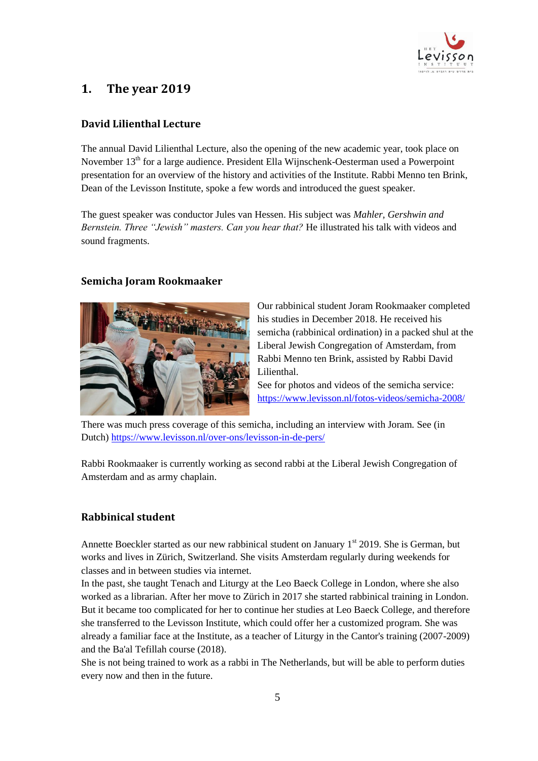## 1. The year 2019

### David Lilienthal Lecture

The annual David Lilienthal Lecture, also the opening of the new academic year, took place on November 13th for a large audience. President Ella Wijnschenk-Oesterman used a Powerpoint presentation for an overview of the history and activities of the Institute. Rabbi Menno ten Brink, Dean of the Levisson Institute, spoke a few words and introduced the guest speaker.

The guest speaker was conductor Jules van Hessen. His subject was *Mahler, Gershwin and Bernstein. Three "Jewish" masters. Can you hear that?* He illustrated his talk with videos and sound fragments.

### Semicha Joram Rookmaaker

Our rabbinical student Joram Rookmaaker completed his studies in December 2018. He received his semicha (rabbinical ordination) in a packed shul at the Liberal Jewish Congregation of Amsterdam, from Rabbi Menno ten Brink, assisted by Rabbi David Lilienthal.
See for photos and videos of the semicha service: https://www.levisson.nl/fotos-videos/semicha-2008/

There was much press coverage of this semicha, including an interview with Joram. See (in Dutch) https://www.levisson.nl/over-ons/levisson-in-de-pers/

Rabbi Rookmaaker is currently working as second rabbi at the Liberal Jewish Congregation of Amsterdam and as army chaplain.

### Rabbinical student

Annette Boeckler started as our new rabbinical student on January 1st 2019. She is German, but works and lives in Zürich, Switzerland. She visits Amsterdam regularly during weekends for classes and in between studies via internet.
In the past, she taught Tenach and Liturgy at the Leo Baeck College in London, where she also worked as a librarian. After her move to Zürich in 2017 she started rabbinical training in London. But it became too complicated for her to continue her studies at Leo Baeck College, and therefore she transferred to the Levisson Institute, which could offer her a customized program. She was already a familiar face at the Institute, as a teacher of Liturgy in the Cantor's training (2007-2009) and the Ba'al Tefillah course (2018).
She is not being trained to work as a rabbi in The Netherlands, but will be able to perform duties every now and then in the future.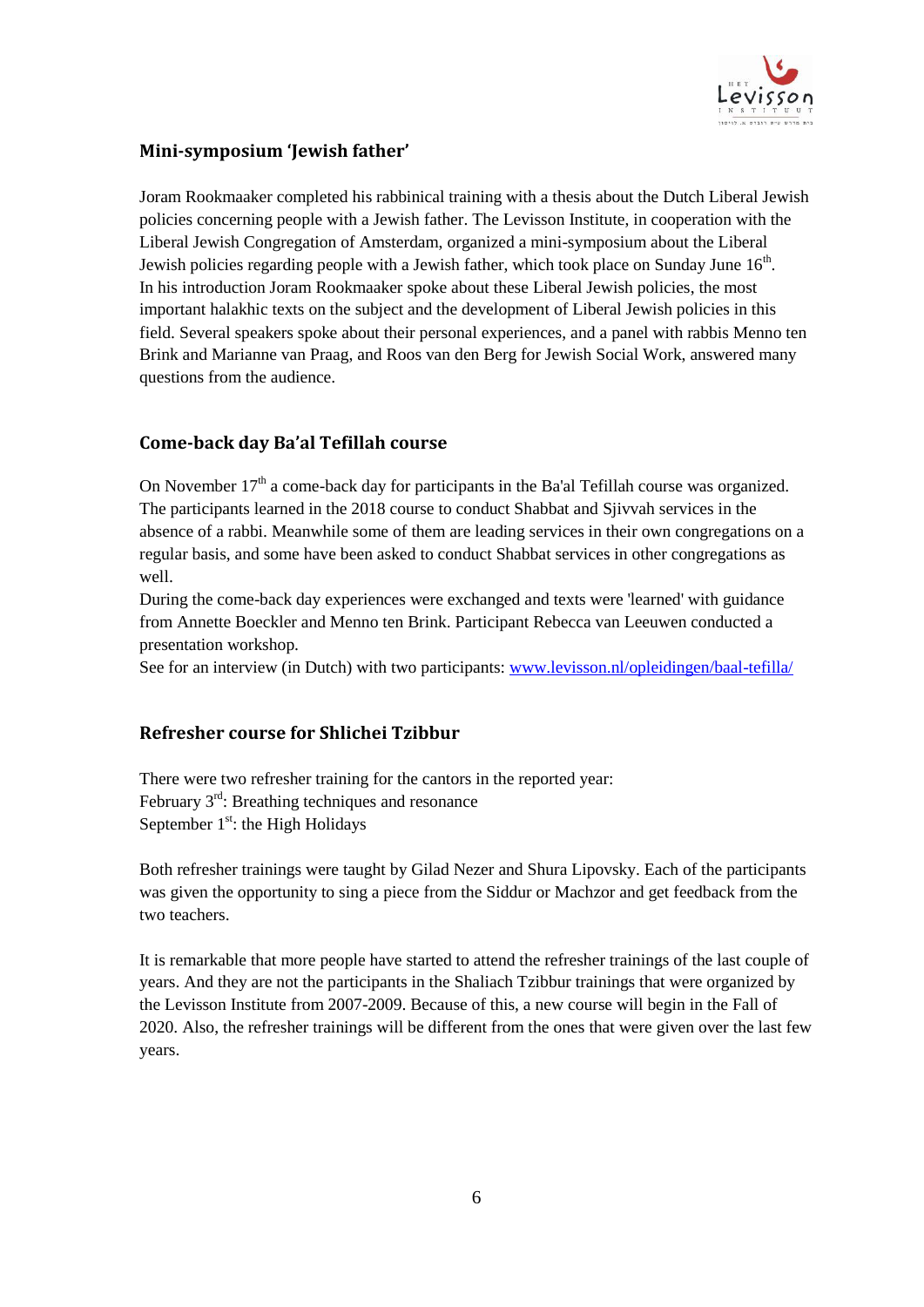## Mini-symposium 'Jewish father'

Joram Rookmaaker completed his rabbinical training with a thesis about the Dutch Liberal Jewish policies concerning people with a Jewish father. The Levisson Institute, in cooperation with the Liberal Jewish Congregation of Amsterdam, organized a mini-symposium about the Liberal Jewish policies regarding people with a Jewish father, which took place on Sunday June 16th.

In his introduction Joram Rookmaaker spoke about these Liberal Jewish policies, the most important halakhic texts on the subject and the development of Liberal Jewish policies in this field. Several speakers spoke about their personal experiences, and a panel with rabbis Menno ten Brink and Marianne van Praag, and Roos van den Berg for Jewish Social Work, answered many questions from the audience.

## Come-back day Ba'al Tefillah course

On November 17th a come-back day for participants in the Ba'al Tefillah course was organized. The participants learned in the 2018 course to conduct Shabbat and Sjivvah services in the absence of a rabbi. Meanwhile some of them are leading services in their own congregations on a regular basis, and some have been asked to conduct Shabbat services in other congregations as well.

During the come-back day experiences were exchanged and texts were 'learned' with guidance from Annette Boeckler and Menno ten Brink. Participant Rebecca van Leeuwen conducted a presentation workshop.

See for an interview (in Dutch) with two participants: [www.levisson.nl/opleidingen/baal-tefilla/](http://www.levisson.nl/opleidingen/baal-tefilla/)

## Refresher course for Shlichei Tzibbur

There were two refresher training for the cantors in the reported year:
February 3rd: Breathing techniques and resonance
September 1st: the High Holidays

Both refresher trainings were taught by Gilad Nezer and Shura Lipovsky. Each of the participants was given the opportunity to sing a piece from the Siddur or Machzor and get feedback from the two teachers.

It is remarkable that more people have started to attend the refresher trainings of the last couple of years. And they are not the participants in the Shaliach Tzibbur trainings that were organized by the Levisson Institute from 2007-2009. Because of this, a new course will begin in the Fall of 2020. Also, the refresher trainings will be different from the ones that were given over the last few years.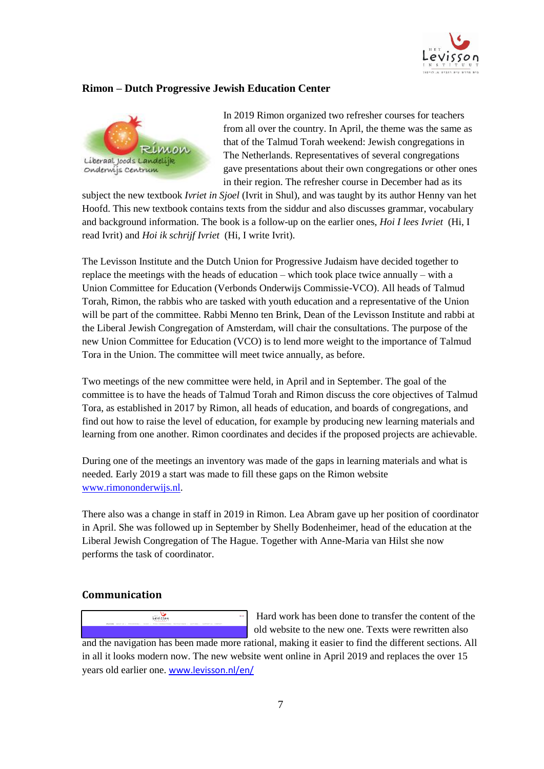## Rimon – Dutch Progressive Jewish Education Center

In 2019 Rimon organized two refresher courses for teachers from all over the country. In April, the theme was the same as that of the Talmud Torah weekend: Jewish congregations in The Netherlands. Representatives of several congregations gave presentations about their own congregations or other ones in their region. The refresher course in December had as its subject the new textbook *Ivriet in Sjoel* (Ivrit in Shul), and was taught by its author Henny van het Hoofd. This new textbook contains texts from the siddur and also discusses grammar, vocabulary and background information. The book is a follow-up on the earlier ones, *Hoi I lees Ivriet* (Hi, I read Ivrit) and *Hoi ik schrijf Ivriet* (Hi, I write Ivrit).

The Levisson Institute and the Dutch Union for Progressive Judaism have decided together to replace the meetings with the heads of education – which took place twice annually – with a Union Committee for Education (Verbonds Onderwijs Commissie-VCO). All heads of Talmud Torah, Rimon, the rabbis who are tasked with youth education and a representative of the Union will be part of the committee. Rabbi Menno ten Brink, Dean of the Levisson Institute and rabbi at the Liberal Jewish Congregation of Amsterdam, will chair the consultations. The purpose of the new Union Committee for Education (VCO) is to lend more weight to the importance of Talmud Tora in the Union. The committee will meet twice annually, as before.

Two meetings of the new committee were held, in April and in September. The goal of the committee is to have the heads of Talmud Torah and Rimon discuss the core objectives of Talmud Tora, as established in 2017 by Rimon, all heads of education, and boards of congregations, and find out how to raise the level of education, for example by producing new learning materials and learning from one another. Rimon coordinates and decides if the proposed projects are achievable.

During one of the meetings an inventory was made of the gaps in learning materials and what is needed. Early 2019 a start was made to fill these gaps on the Rimon website www.rimononderwijs.nl.

There also was a change in staff in 2019 in Rimon. Lea Abram gave up her position of coordinator in April. She was followed up in September by Shelly Bodenheimer, head of the education at the Liberal Jewish Congregation of The Hague. Together with Anne-Maria van Hilst she now performs the task of coordinator.

## Communication

Hard work has been done to transfer the content of the old website to the new one. Texts were rewritten also and the navigation has been made more rational, making it easier to find the different sections. All in all it looks modern now. The new website went online in April 2019 and replaces the over 15 years old earlier one. www.levisson.nl/en/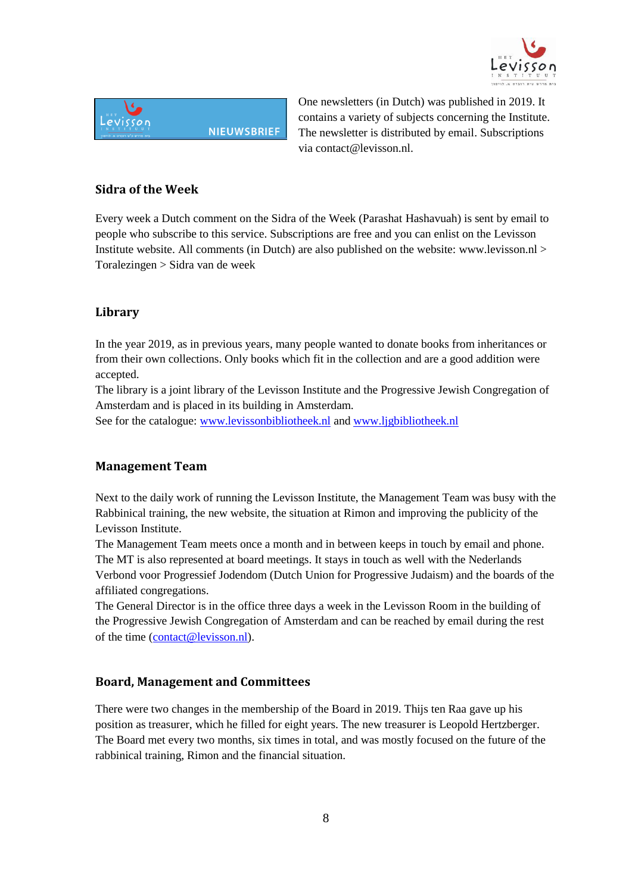One newsletters (in Dutch) was published in 2019. It contains a variety of subjects concerning the Institute. The newsletter is distributed by email. Subscriptions via contact@levisson.nl.

## Sidra of the Week

Every week a Dutch comment on the Sidra of the Week (Parashat Hashavuah) is sent by email to people who subscribe to this service. Subscriptions are free and you can enlist on the Levisson Institute website. All comments (in Dutch) are also published on the website: www.levisson.nl > Toralezingen > Sidra van de week

## Library

In the year 2019, as in previous years, many people wanted to donate books from inheritances or from their own collections. Only books which fit in the collection and are a good addition were accepted.
The library is a joint library of the Levisson Institute and the Progressive Jewish Congregation of Amsterdam and is placed in its building in Amsterdam.
See for the catalogue: www.levissonbibliotheek.nl and www.ljgbibliotheek.nl

## Management Team

Next to the daily work of running the Levisson Institute, the Management Team was busy with the Rabbinical training, the new website, the situation at Rimon and improving the publicity of the Levisson Institute.
The Management Team meets once a month and in between keeps in touch by email and phone. The MT is also represented at board meetings. It stays in touch as well with the Nederlands Verbond voor Progressief Jodendom (Dutch Union for Progressive Judaism) and the boards of the affiliated congregations.
The General Director is in the office three days a week in the Levisson Room in the building of the Progressive Jewish Congregation of Amsterdam and can be reached by email during the rest of the time (contact@levisson.nl).

## Board, Management and Committees

There were two changes in the membership of the Board in 2019. Thijs ten Raa gave up his position as treasurer, which he filled for eight years. The new treasurer is Leopold Hertzberger. The Board met every two months, six times in total, and was mostly focused on the future of the rabbinical training, Rimon and the financial situation.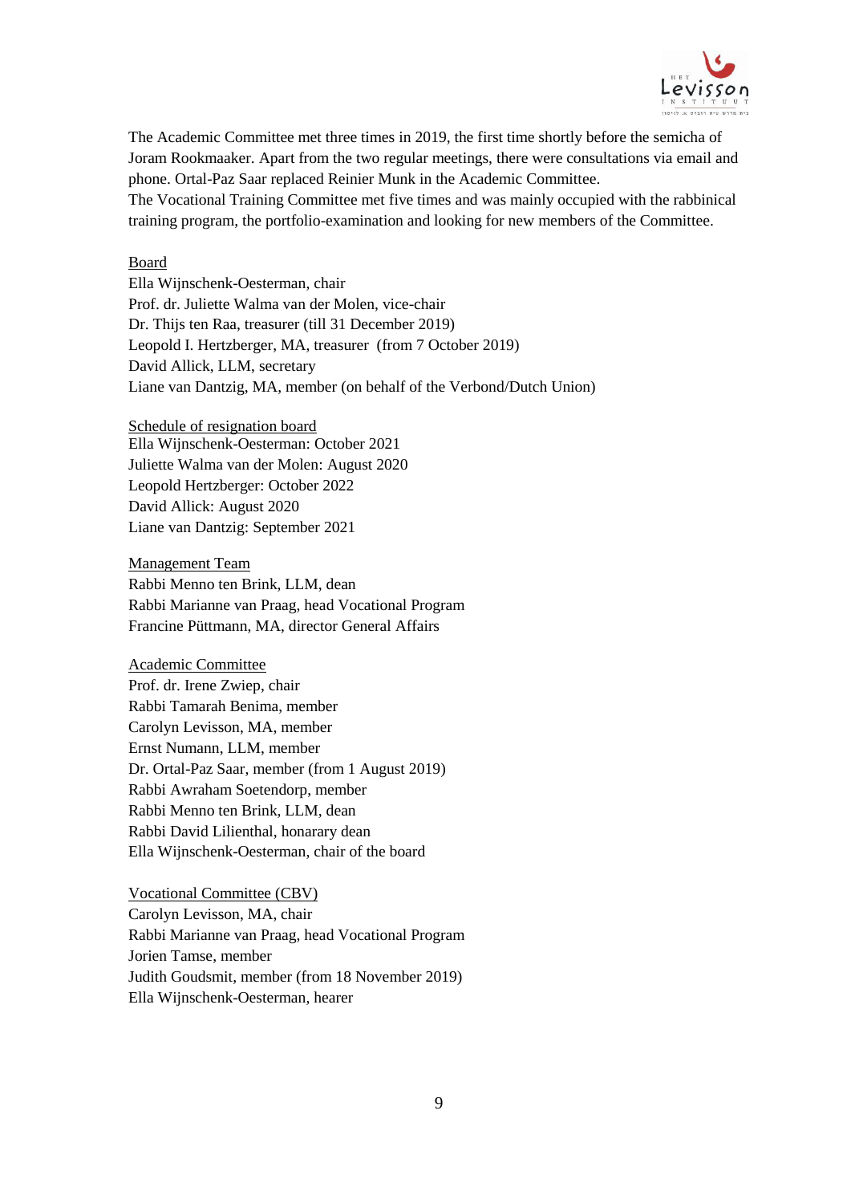The Academic Committee met three times in 2019, the first time shortly before the semicha of Joram Rookmaaker. Apart from the two regular meetings, there were consultations via email and phone. Ortal-Paz Saar replaced Reinier Munk in the Academic Committee.
The Vocational Training Committee met five times and was mainly occupied with the rabbinical training program, the portfolio-examination and looking for new members of the Committee.

<u>Board</u>
Ella Wijnschenk-Oesterman, chair
Prof. dr. Juliette Walma van der Molen, vice-chair
Dr. Thijs ten Raa, treasurer (till 31 December 2019)
Leopold I. Hertzberger, MA, treasurer (from 7 October 2019)
David Allick, LLM, secretary
Liane van Dantzig, MA, member (on behalf of the Verbond/Dutch Union)

<u>Schedule of resignation board</u>
Ella Wijnschenk-Oesterman: October 2021
Juliette Walma van der Molen: August 2020
Leopold Hertzberger: October 2022
David Allick: August 2020
Liane van Dantzig: September 2021

<u>Management Team</u>
Rabbi Menno ten Brink, LLM, dean
Rabbi Marianne van Praag, head Vocational Program
Francine Püttmann, MA, director General Affairs

<u>Academic Committee</u>
Prof. dr. Irene Zwiep, chair
Rabbi Tamarah Benima, member
Carolyn Levisson, MA, member
Ernst Numann, LLM, member
Dr. Ortal-Paz Saar, member (from 1 August 2019)
Rabbi Awraham Soetendorp, member
Rabbi Menno ten Brink, LLM, dean
Rabbi David Lilienthal, honarary dean
Ella Wijnschenk-Oesterman, chair of the board

<u>Vocational Committee (CBV)</u>
Carolyn Levisson, MA, chair
Rabbi Marianne van Praag, head Vocational Program
Jorien Tamse, member
Judith Goudsmit, member (from 18 November 2019)
Ella Wijnschenk-Oesterman, hearer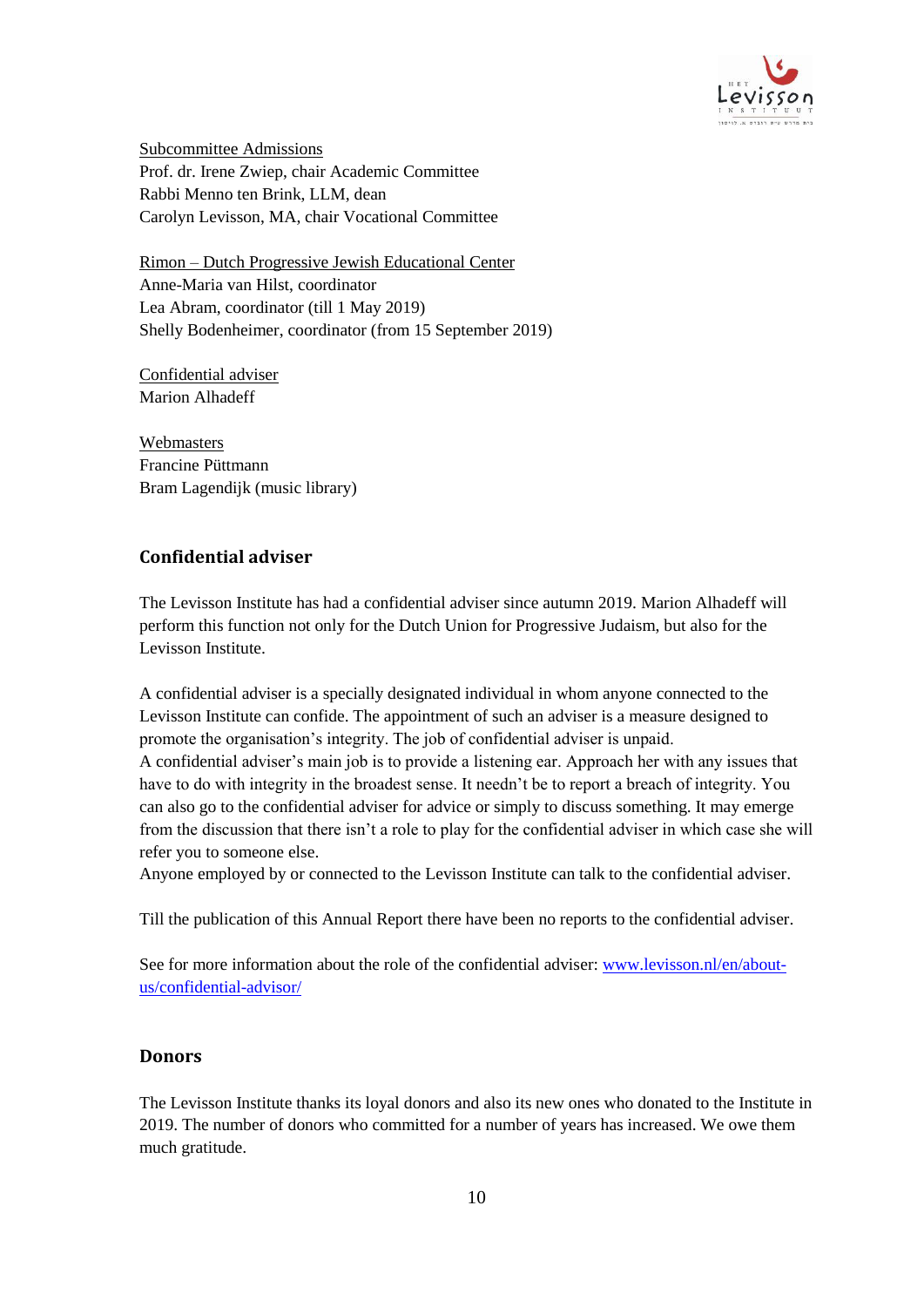Subcommittee Admissions
Prof. dr. Irene Zwiep, chair Academic Committee
Rabbi Menno ten Brink, LLM, dean
Carolyn Levisson, MA, chair Vocational Committee

Rimon – Dutch Progressive Jewish Educational Center
Anne-Maria van Hilst, coordinator
Lea Abram, coordinator (till 1 May 2019)
Shelly Bodenheimer, coordinator (from 15 September 2019)

Confidential adviser
Marion Alhadeff

Webmasters
Francine Püttmann
Bram Lagendijk (music library)

## Confidential adviser

The Levisson Institute has had a confidential adviser since autumn 2019. Marion Alhadeff will perform this function not only for the Dutch Union for Progressive Judaism, but also for the Levisson Institute.

A confidential adviser is a specially designated individual in whom anyone connected to the Levisson Institute can confide. The appointment of such an adviser is a measure designed to promote the organisation's integrity. The job of confidential adviser is unpaid.
A confidential adviser's main job is to provide a listening ear. Approach her with any issues that have to do with integrity in the broadest sense. It needn't be to report a breach of integrity. You can also go to the confidential adviser for advice or simply to discuss something. It may emerge from the discussion that there isn't a role to play for the confidential adviser in which case she will refer you to someone else.
Anyone employed by or connected to the Levisson Institute can talk to the confidential adviser.

Till the publication of this Annual Report there have been no reports to the confidential adviser.

See for more information about the role of the confidential adviser: www.levisson.nl/en/about-us/confidential-advisor/

## Donors

The Levisson Institute thanks its loyal donors and also its new ones who donated to the Institute in 2019. The number of donors who committed for a number of years has increased. We owe them much gratitude.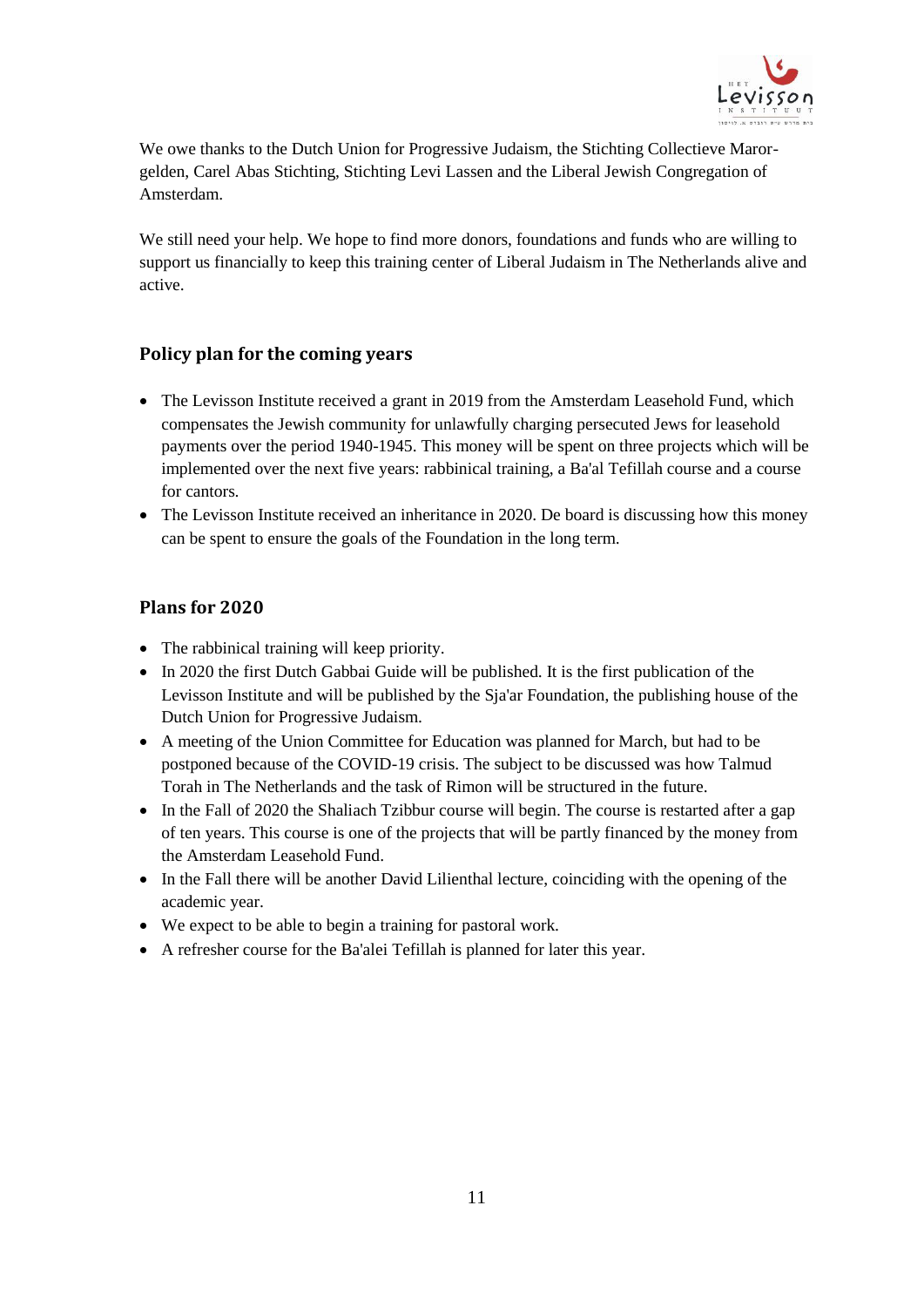We owe thanks to the Dutch Union for Progressive Judaism, the Stichting Collectieve Maror-gelden, Carel Abas Stichting, Stichting Levi Lassen and the Liberal Jewish Congregation of Amsterdam.

We still need your help. We hope to find more donors, foundations and funds who are willing to support us financially to keep this training center of Liberal Judaism in The Netherlands alive and active.

## Policy plan for the coming years

- The Levisson Institute received a grant in 2019 from the Amsterdam Leasehold Fund, which compensates the Jewish community for unlawfully charging persecuted Jews for leasehold payments over the period 1940-1945. This money will be spent on three projects which will be implemented over the next five years: rabbinical training, a Ba'al Tefillah course and a course for cantors.
- The Levisson Institute received an inheritance in 2020. De board is discussing how this money can be spent to ensure the goals of the Foundation in the long term.

## Plans for 2020

- The rabbinical training will keep priority.
- In 2020 the first Dutch Gabbai Guide will be published. It is the first publication of the Levisson Institute and will be published by the Sja'ar Foundation, the publishing house of the Dutch Union for Progressive Judaism.
- A meeting of the Union Committee for Education was planned for March, but had to be postponed because of the COVID-19 crisis. The subject to be discussed was how Talmud Torah in The Netherlands and the task of Rimon will be structured in the future.
- In the Fall of 2020 the Shaliach Tzibbur course will begin. The course is restarted after a gap of ten years. This course is one of the projects that will be partly financed by the money from the Amsterdam Leasehold Fund.
- In the Fall there will be another David Lilienthal lecture, coinciding with the opening of the academic year.
- We expect to be able to begin a training for pastoral work.
- A refresher course for the Ba'alei Tefillah is planned for later this year.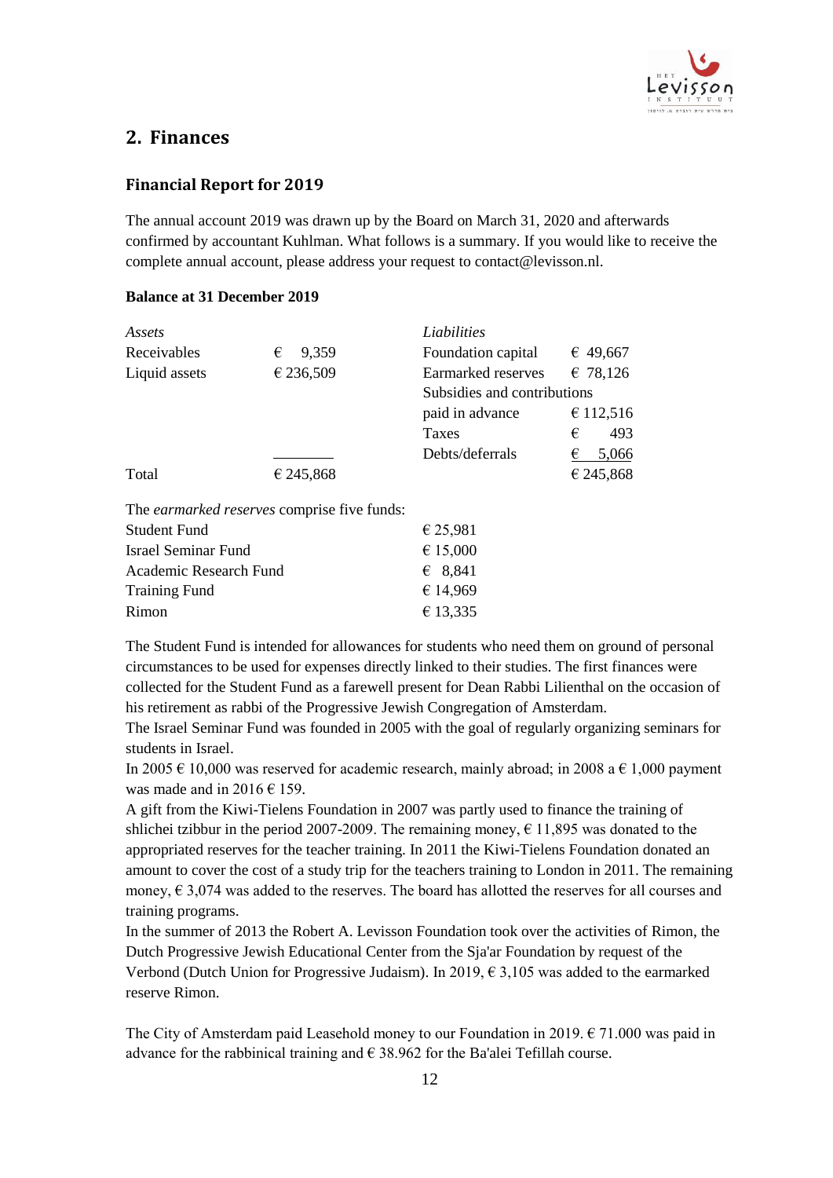## 2. Finances

### Financial Report for 2019

The annual account 2019 was drawn up by the Board on March 31, 2020 and afterwards confirmed by accountant Kuhlman. What follows is a summary. If you would like to receive the complete annual account, please address your request to contact@levisson.nl.

**Balance at 31 December 2019**

| *Assets* | | *Liabilities* | |
|---|---|---|---|
| Receivables | € 9,359 | Foundation capital | € 49,667 |
| Liquid assets | € 236,509 | Earmarked reserves | € 78,126 |
| | | Subsidies and contributions paid in advance | € 112,516 |
| | | Taxes | € 493 |
| | | Debts/deferrals | € 5,066 |
| Total | € 245,868 | | € 245,868 |

The *earmarked reserves* comprise five funds:

| | |
|---|---|
| Student Fund | € 25,981 |
| Israel Seminar Fund | € 15,000 |
| Academic Research Fund | € 8,841 |
| Training Fund | € 14,969 |
| Rimon | € 13,335 |

The Student Fund is intended for allowances for students who need them on ground of personal circumstances to be used for expenses directly linked to their studies. The first finances were collected for the Student Fund as a farewell present for Dean Rabbi Lilienthal on the occasion of his retirement as rabbi of the Progressive Jewish Congregation of Amsterdam.
The Israel Seminar Fund was founded in 2005 with the goal of regularly organizing seminars for students in Israel.
In 2005 € 10,000 was reserved for academic research, mainly abroad; in 2008 a € 1,000 payment was made and in 2016 € 159.
A gift from the Kiwi-Tielens Foundation in 2007 was partly used to finance the training of shlichei tzibbur in the period 2007-2009. The remaining money, € 11,895 was donated to the appropriated reserves for the teacher training. In 2011 the Kiwi-Tielens Foundation donated an amount to cover the cost of a study trip for the teachers training to London in 2011. The remaining money, € 3,074 was added to the reserves. The board has allotted the reserves for all courses and training programs.
In the summer of 2013 the Robert A. Levisson Foundation took over the activities of Rimon, the Dutch Progressive Jewish Educational Center from the Sja'ar Foundation by request of the Verbond (Dutch Union for Progressive Judaism). In 2019, € 3,105 was added to the earmarked reserve Rimon.

The City of Amsterdam paid Leasehold money to our Foundation in 2019. € 71.000 was paid in advance for the rabbinical training and € 38.962 for the Ba'alei Tefillah course.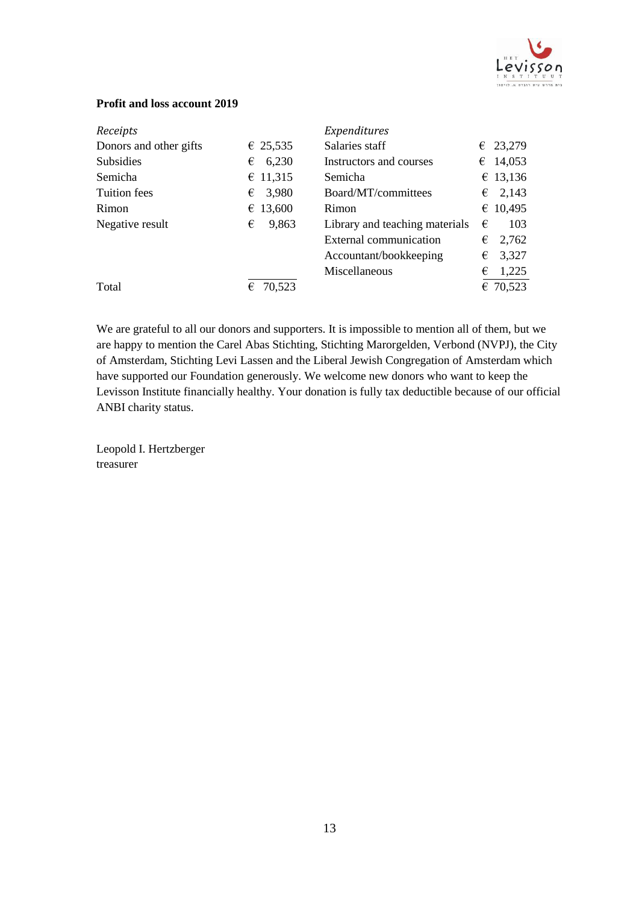**Profit and loss account 2019**

| *Receipts* | | *Expenditures* | |
|---|---|---|---|
| Donors and other gifts | € 25,535 | Salaries staff | € 23,279 |
| Subsidies | € 6,230 | Instructors and courses | € 14,053 |
| Semicha | € 11,315 | Semicha | € 13,136 |
| Tuition fees | € 3,980 | Board/MT/committees | € 2,143 |
| Rimon | € 13,600 | Rimon | € 10,495 |
| Negative result | € 9,863 | Library and teaching materials | € 103 |
| | | External communication | € 2,762 |
| | | Accountant/bookkeeping | € 3,327 |
| | | Miscellaneous | € 1,225 |
| Total | € 70,523 | | € 70,523 |

We are grateful to all our donors and supporters. It is impossible to mention all of them, but we are happy to mention the Carel Abas Stichting, Stichting Marorgelden, Verbond (NVPJ), the City of Amsterdam, Stichting Levi Lassen and the Liberal Jewish Congregation of Amsterdam which have supported our Foundation generously. We welcome new donors who want to keep the Levisson Institute financially healthy. Your donation is fully tax deductible because of our official ANBI charity status.

Leopold I. Hertzberger
treasurer